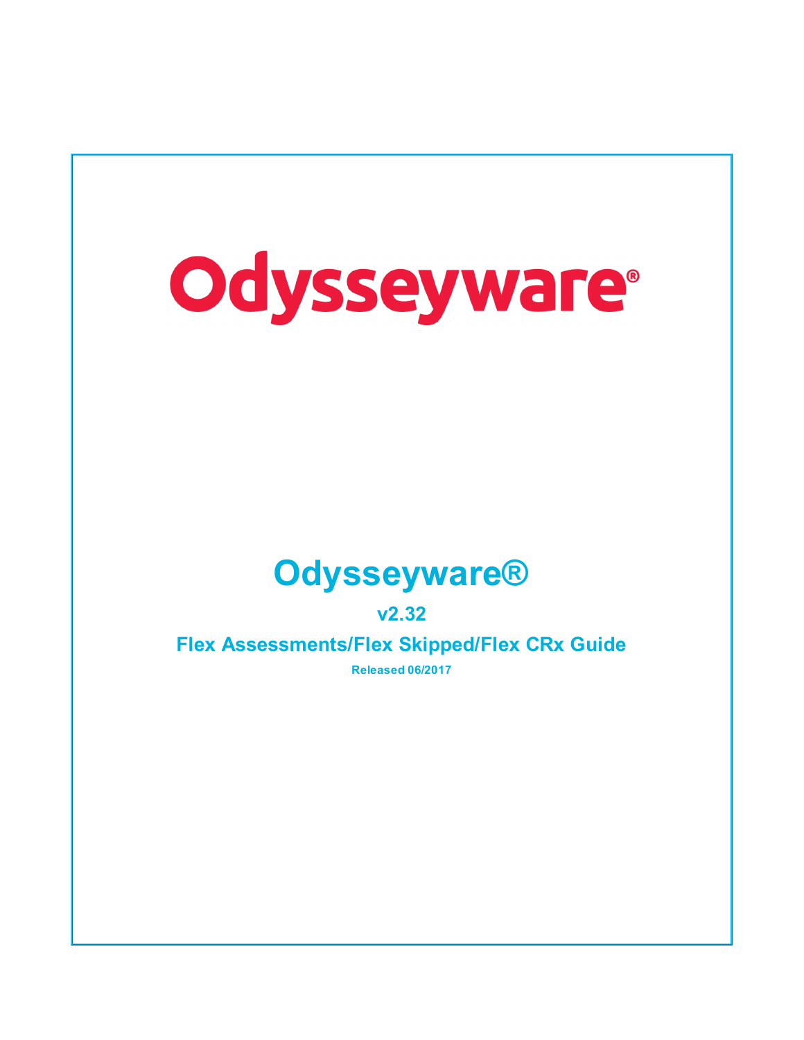# Odysseyware®

## Odysseyware®

### v2.32

### Flex Assessments/Flex Skipped/Flex CRx Guide

**Released 06/2017**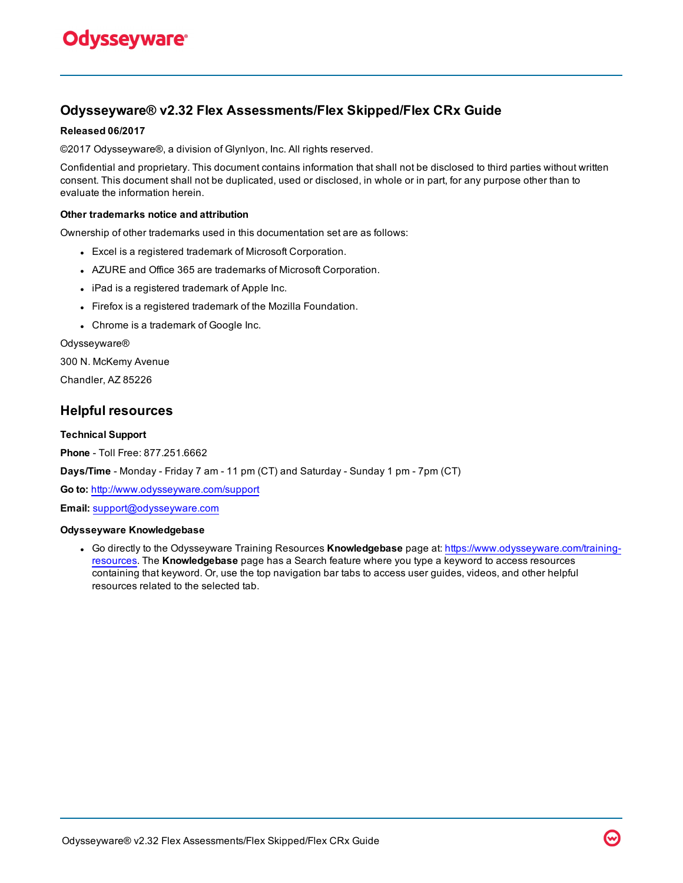## Odysseyware® v2.32 Flex Assessments/Flex Skipped/Flex CRx Guide

**Released 06/2017**

©2017 Odysseyware®, a division of Glynlyon, Inc. All rights reserved.

Confidential and proprietary. This document contains information that shall not be disclosed to third parties without written consent. This document shall not be duplicated, used or disclosed, in whole or in part, for any purpose other than to evaluate the information herein.

**Other trademarks notice and attribution**

Ownership of other trademarks used in this documentation set are as follows:

- Excel is a registered trademark of Microsoft Corporation.
- AZURE and Office 365 are trademarks of Microsoft Corporation.
- iPad is a registered trademark of Apple Inc.
- Firefox is a registered trademark of the Mozilla Foundation.
- Chrome is a trademark of Google Inc.

Odysseyware®

300 N. McKemy Avenue

Chandler, AZ 85226

## Helpful resources

**Technical Support**

**Phone** - Toll Free: 877.251.6662

**Days/Time** - Monday - Friday 7 am - 11 pm (CT) and Saturday - Sunday 1 pm - 7pm (CT)

**Go to:** http://www.odysseyware.com/support

**Email:** support@odysseyware.com

**Odysseyware Knowledgebase**

- Go directly to the Odysseyware Training Resources **Knowledgebase** page at: https://www.odysseyware.com/training-resources. The **Knowledgebase** page has a Search feature where you type a keyword to access resources containing that keyword. Or, use the top navigation bar tabs to access user guides, videos, and other helpful resources related to the selected tab.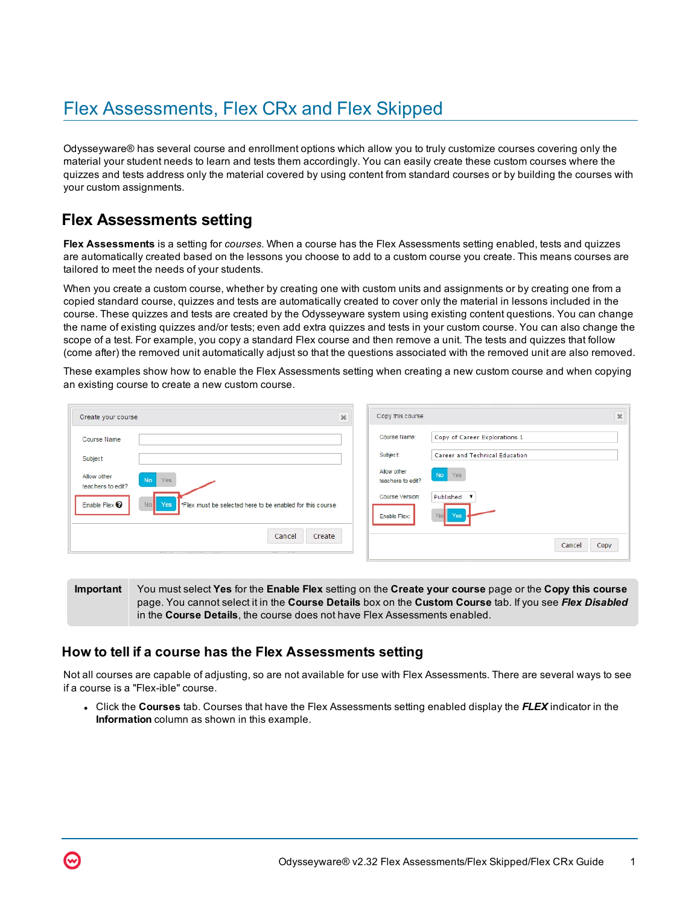# Flex Assessments, Flex CRx and Flex Skipped

Odysseyware® has several course and enrollment options which allow you to truly customize courses covering only the material your student needs to learn and tests them accordingly. You can easily create these custom courses where the quizzes and tests address only the material covered by using content from standard courses or by building the courses with your custom assignments.

## Flex Assessments setting

**Flex Assessments** is a setting for *courses*. When a course has the Flex Assessments setting enabled, tests and quizzes are automatically created based on the lessons you choose to add to a custom course you create. This means courses are tailored to meet the needs of your students.

When you create a custom course, whether by creating one with custom units and assignments or by creating one from a copied standard course, quizzes and tests are automatically created to cover only the material in lessons included in the course. These quizzes and tests are created by the Odysseyware system using existing content questions. You can change the name of existing quizzes and/or tests; even add extra quizzes and tests in your custom course. You can also change the scope of a test. For example, you copy a standard Flex course and then remove a unit. The tests and quizzes that follow (come after) the removed unit automatically adjust so that the questions associated with the removed unit are also removed.

These examples show how to enable the Flex Assessments setting when creating a new custom course and when copying an existing course to create a new custom course.

| **Important** | You must select **Yes** for the **Enable Flex** setting on the **Create your course** page or the **Copy this course** page. You cannot select it in the **Course Details** box on the **Custom Course** tab. If you see ***Flex Disabled*** in the **Course Details**, the course does not have Flex Assessments enabled. |
|---|---|

### How to tell if a course has the Flex Assessments setting

Not all courses are capable of adjusting, so are not available for use with Flex Assessments. There are several ways to see if a course is a "Flex-ible" course.

- Click the **Courses** tab. Courses that have the Flex Assessments setting enabled display the ***FLEX*** indicator in the **Information** column as shown in this example.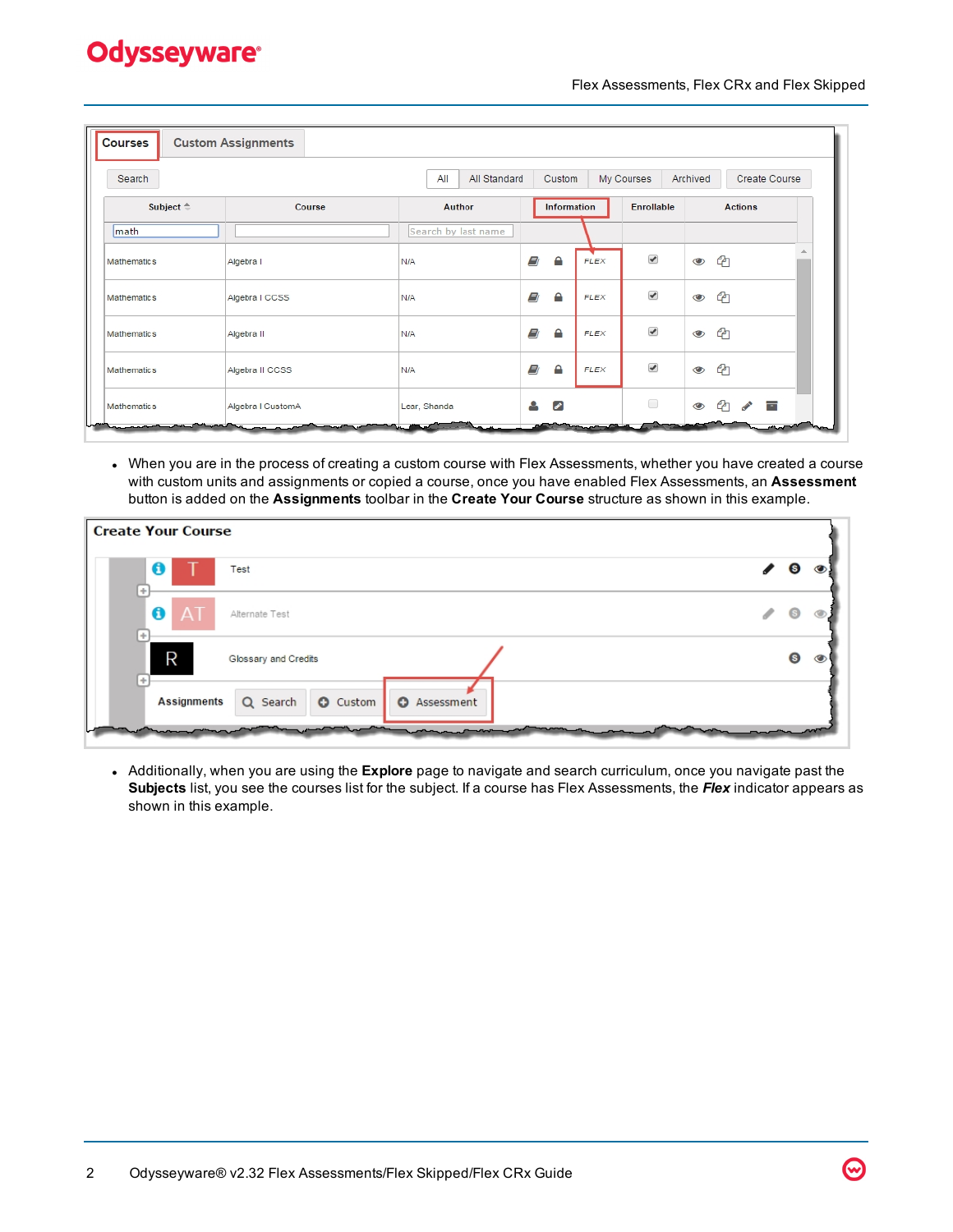- When you are in the process of creating a custom course with Flex Assessments, whether you have created a course with custom units and assignments or copied a course, once you have enabled Flex Assessments, an **Assessment** button is added on the **Assignments** toolbar in the **Create Your Course** structure as shown in this example.

- Additionally, when you are using the **Explore** page to navigate and search curriculum, once you navigate past the **Subjects** list, you see the courses list for the subject. If a course has Flex Assessments, the ***Flex*** indicator appears as shown in this example.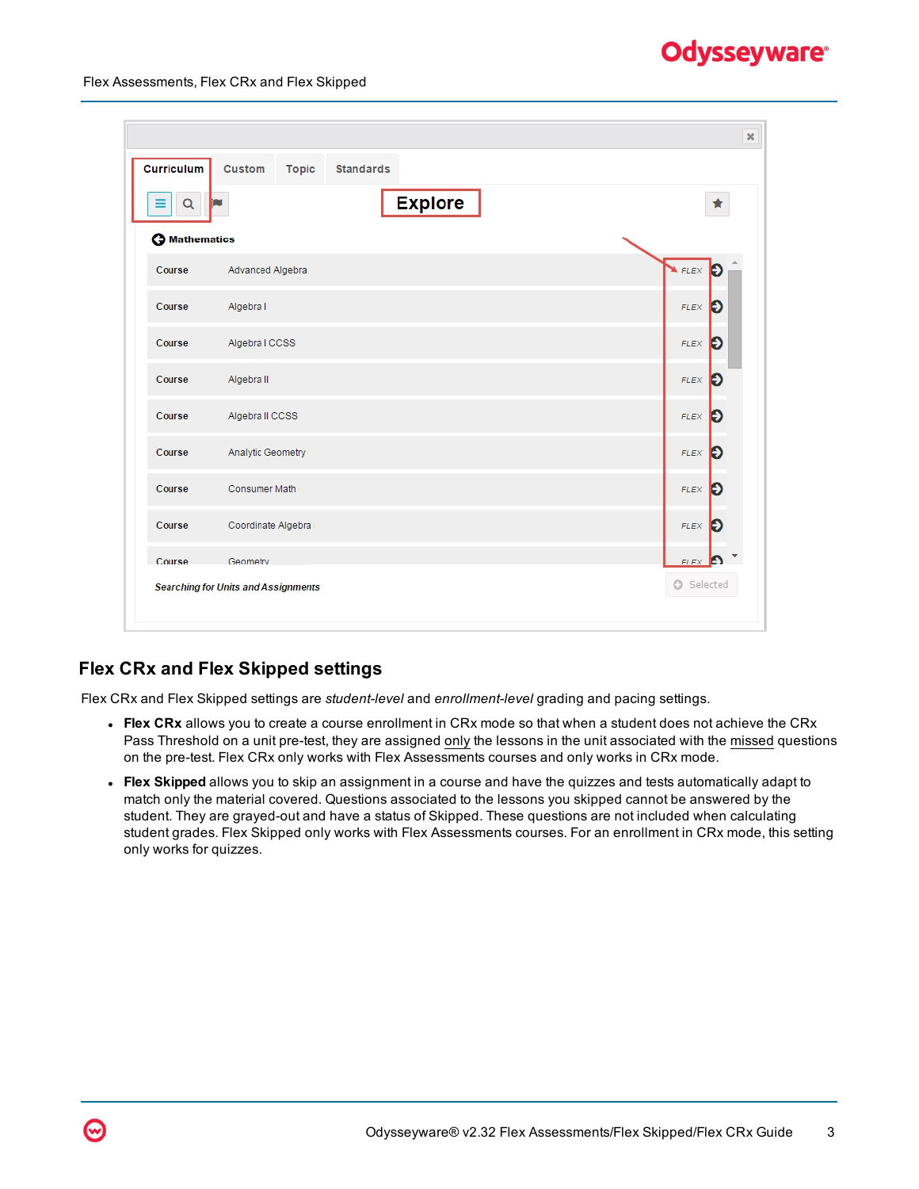## Flex CRx and Flex Skipped settings

Flex CRx and Flex Skipped settings are *student-level* and *enrollment-level* grading and pacing settings.

- **Flex CRx** allows you to create a course enrollment in CRx mode so that when a student does not achieve the CRx Pass Threshold on a unit pre-test, they are assigned <u>only</u> the lessons in the unit associated with the <u>missed</u> questions on the pre-test. Flex CRx only works with Flex Assessments courses and only works in CRx mode.
- **Flex Skipped** allows you to skip an assignment in a course and have the quizzes and tests automatically adapt to match only the material covered. Questions associated to the lessons you skipped cannot be answered by the student. They are grayed-out and have a status of Skipped. These questions are not included when calculating student grades. Flex Skipped only works with Flex Assessments courses. For an enrollment in CRx mode, this setting only works for quizzes.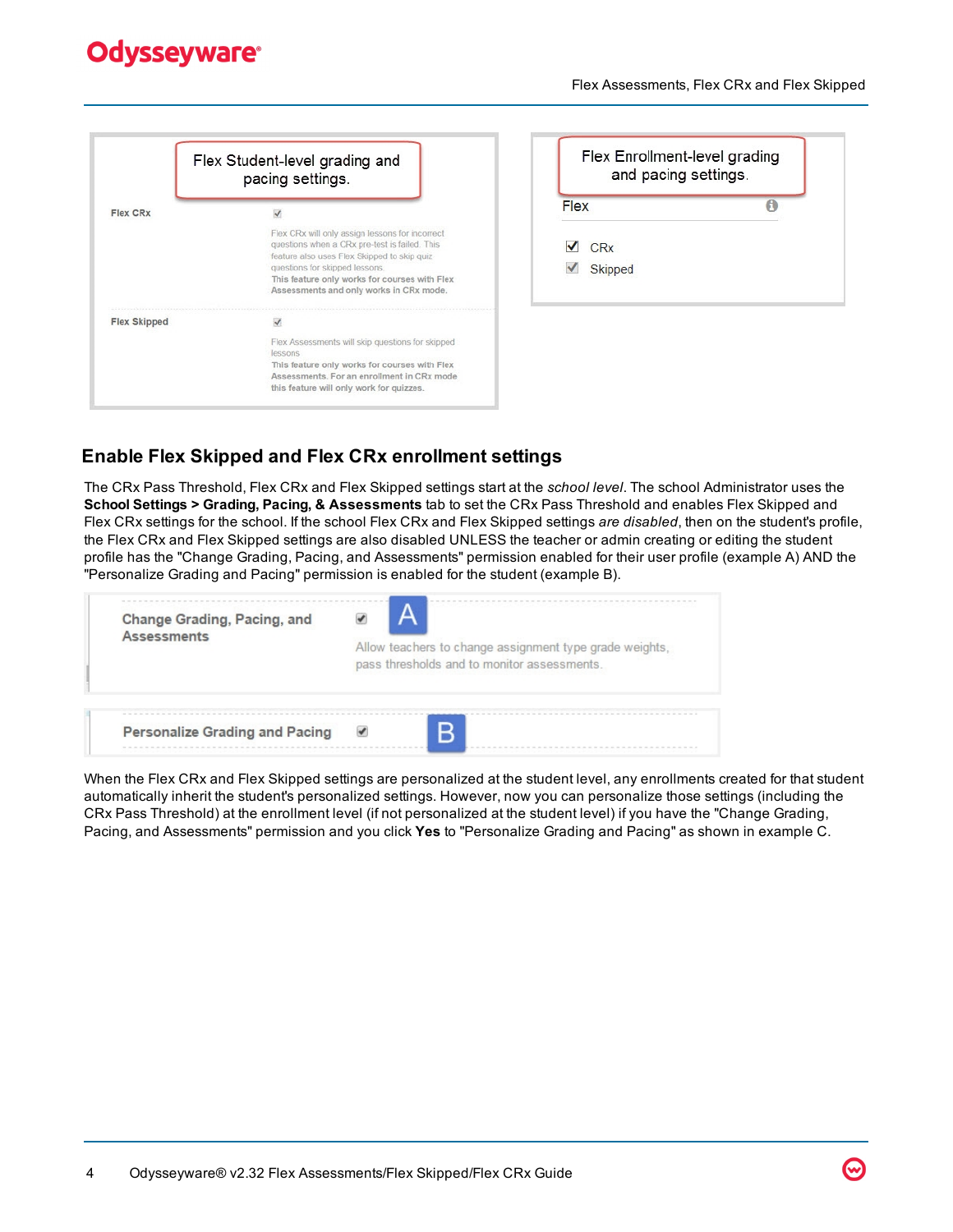## Enable Flex Skipped and Flex CRx enrollment settings

The CRx Pass Threshold, Flex CRx and Flex Skipped settings start at the *school level*. The school Administrator uses the **School Settings > Grading, Pacing, & Assessments** tab to set the CRx Pass Threshold and enables Flex Skipped and Flex CRx settings for the school. If the school Flex CRx and Flex Skipped settings *are disabled*, then on the student's profile, the Flex CRx and Flex Skipped settings are also disabled UNLESS the teacher or admin creating or editing the student profile has the "Change Grading, Pacing, and Assessments" permission enabled for their user profile (example A) AND the "Personalize Grading and Pacing" permission is enabled for the student (example B).

When the Flex CRx and Flex Skipped settings are personalized at the student level, any enrollments created for that student automatically inherit the student's personalized settings. However, now you can personalize those settings (including the CRx Pass Threshold) at the enrollment level (if not personalized at the student level) if you have the "Change Grading, Pacing, and Assessments" permission and you click **Yes** to "Personalize Grading and Pacing" as shown in example C.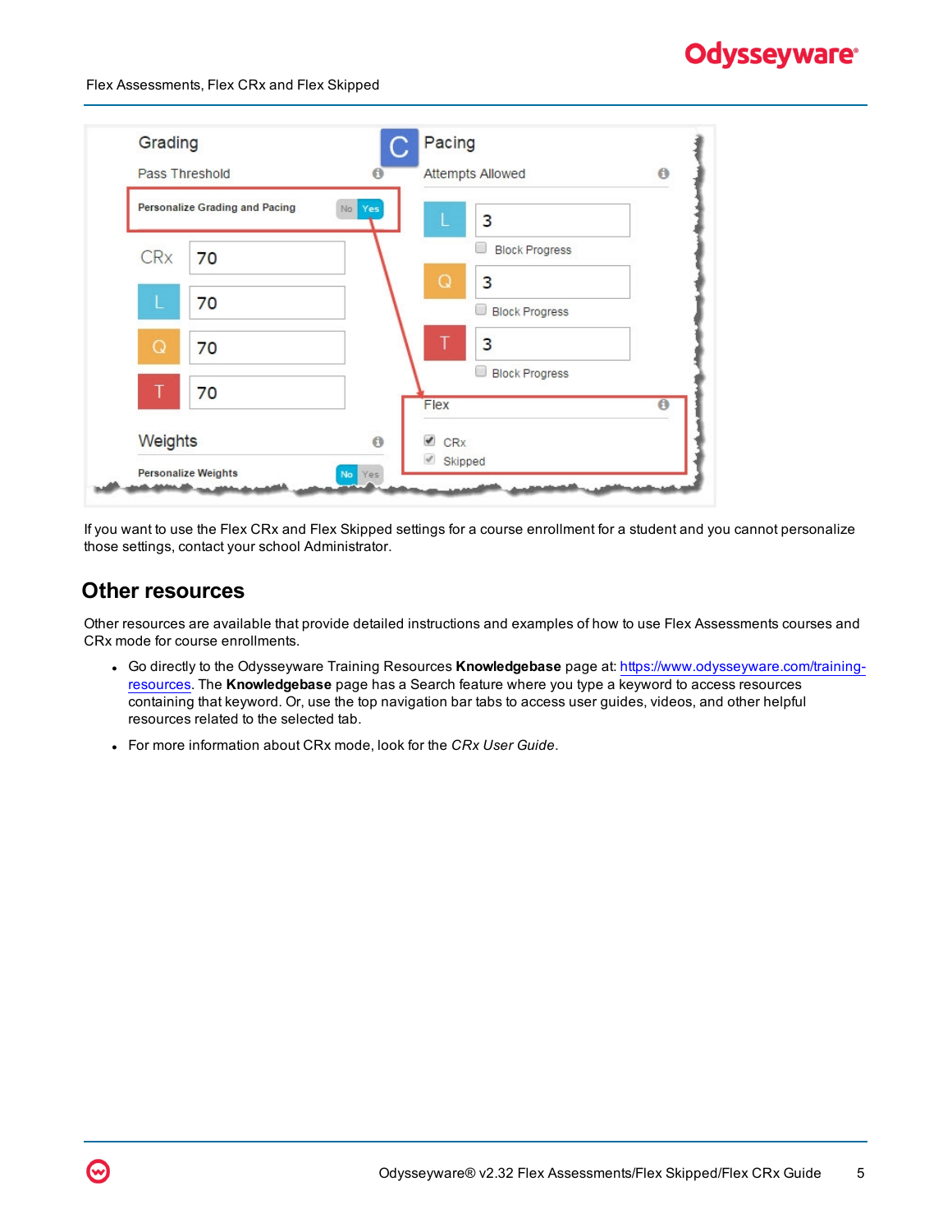If you want to use the Flex CRx and Flex Skipped settings for a course enrollment for a student and you cannot personalize those settings, contact your school Administrator.

## Other resources

Other resources are available that provide detailed instructions and examples of how to use Flex Assessments courses and CRx mode for course enrollments.

- Go directly to the Odysseyware Training Resources **Knowledgebase** page at: https://www.odysseyware.com/training-resources. The **Knowledgebase** page has a Search feature where you type a keyword to access resources containing that keyword. Or, use the top navigation bar tabs to access user guides, videos, and other helpful resources related to the selected tab.
- For more information about CRx mode, look for the *CRx User Guide*.